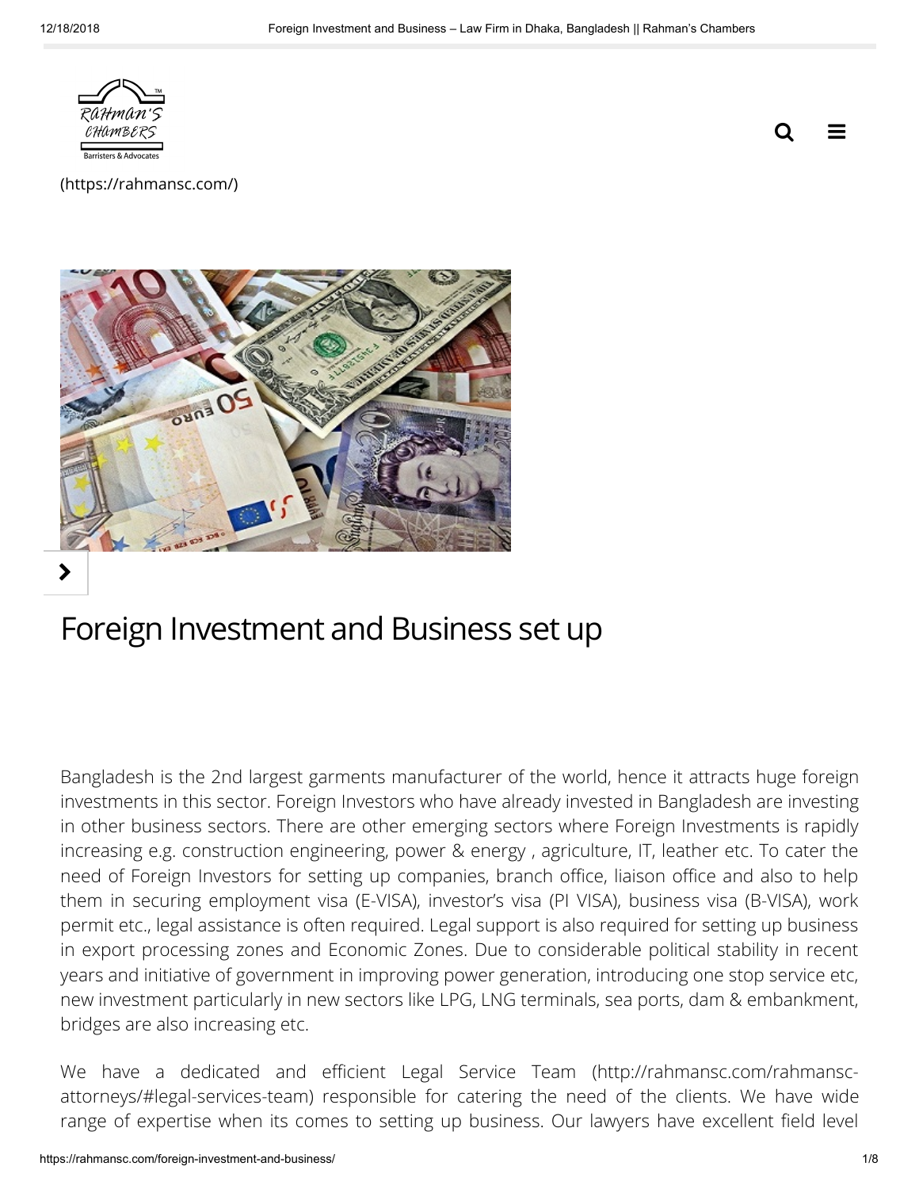(https://rahmansc.com/)

# Foreign Investment and Business set up

Bangladesh is the 2nd largest garments manufacturer of the world, hence it attracts huge foreign investments in this sector. Foreign Investors who have already invested in Bangladesh are investing in other business sectors. There are other emerging sectors where Foreign Investments is rapidly increasing e.g. construction engineering, power & energy , agriculture, IT, leather etc. To cater the need of Foreign Investors for setting up companies, branch office, liaison office and also to help them in securing employment visa (E-VISA), investor's visa (PI VISA), business visa (B-VISA), work permit etc., legal assistance is often required. Legal support is also required for setting up business in export processing zones and Economic Zones. Due to considerable political stability in recent years and initiative of government in improving power generation, introducing one stop service etc, new investment particularly in new sectors like LPG, LNG terminals, sea ports, dam & embankment, bridges are also increasing etc.

We have a dedicated and efficient Legal Service Team (http://rahmansc.com/rahmansc-attorneys/#legal-services-team) responsible for catering the need of the clients. We have wide range of expertise when its comes to setting up business. Our lawyers have excellent field level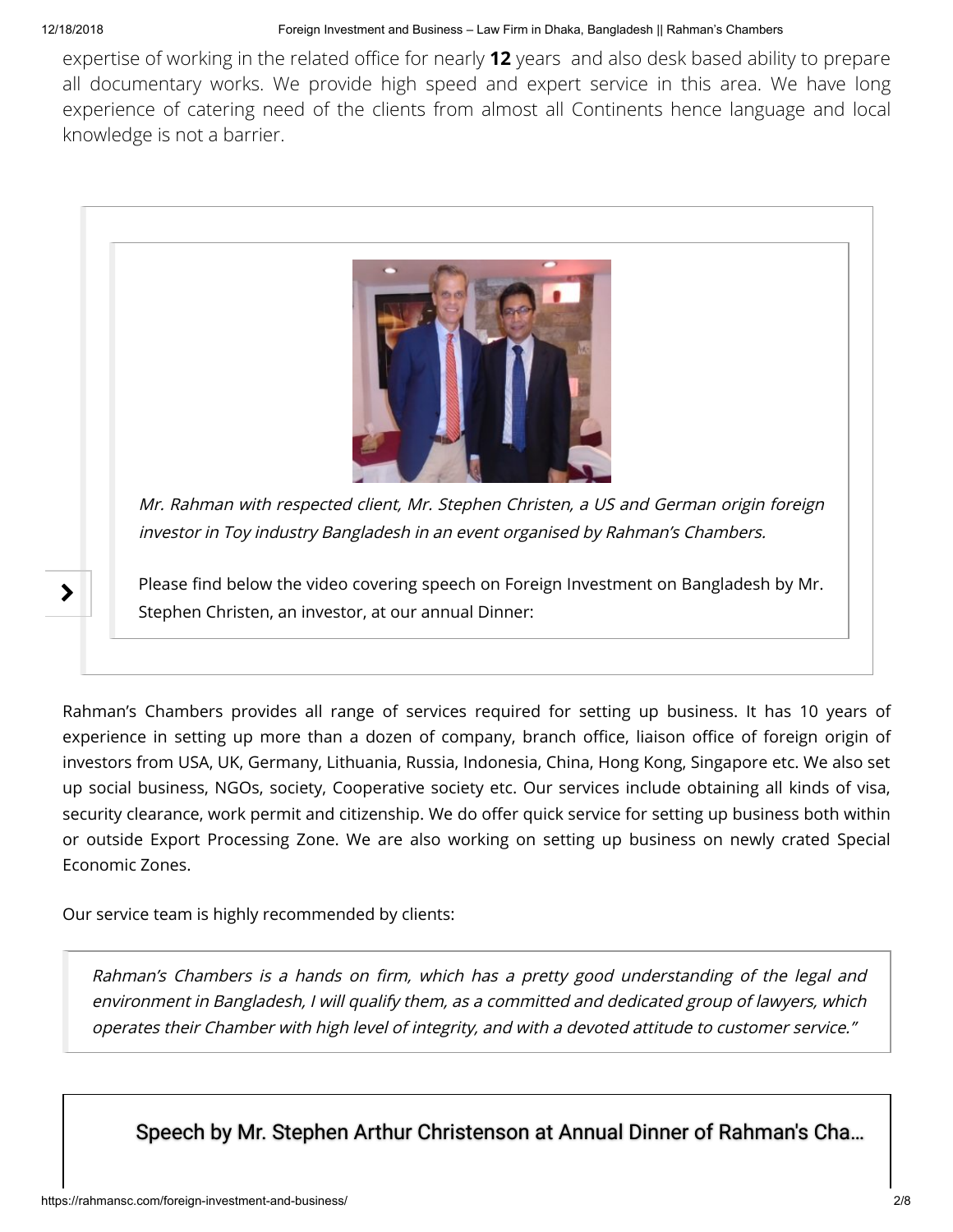expertise of working in the related office for nearly **12** years and also desk based ability to prepare all documentary works. We provide high speed and expert service in this area. We have long experience of catering need of the clients from almost all Continents hence language and local knowledge is not a barrier.

*Mr. Rahman with respected client, Mr. Stephen Christen, a US and German origin foreign investor in Toy industry Bangladesh in an event organised by Rahman's Chambers.*

Please find below the video covering speech on Foreign Investment on Bangladesh by Mr. Stephen Christen, an investor, at our annual Dinner:

Rahman's Chambers provides all range of services required for setting up business. It has 10 years of experience in setting up more than a dozen of company, branch office, liaison office of foreign origin of investors from USA, UK, Germany, Lithuania, Russia, Indonesia, China, Hong Kong, Singapore etc. We also set up social business, NGOs, society, Cooperative society etc. Our services include obtaining all kinds of visa, security clearance, work permit and citizenship. We do offer quick service for setting up business both within or outside Export Processing Zone. We are also working on setting up business on newly crated Special Economic Zones.

Our service team is highly recommended by clients:

> *Rahman's Chambers is a hands on firm, which has a pretty good understanding of the legal and environment in Bangladesh, I will qualify them, as a committed and dedicated group of lawyers, which operates their Chamber with high level of integrity, and with a devoted attitude to customer service."*

Speech by Mr. Stephen Arthur Christenson at Annual Dinner of Rahman's Cha...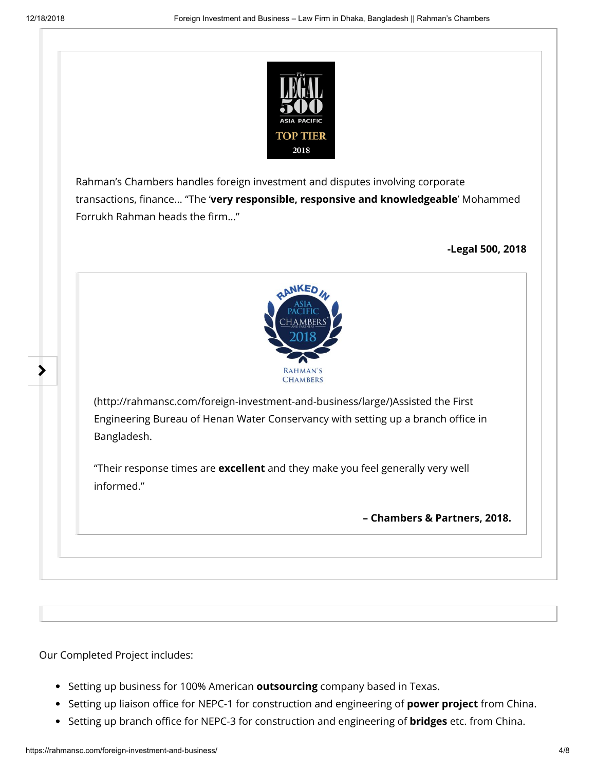Rahman's Chambers handles foreign investment and disputes involving corporate transactions, finance… "The '**very responsible, responsive and knowledgeable**' Mohammed Forrukh Rahman heads the firm…"

**-Legal 500, 2018**

(http://rahmansc.com/foreign-investment-and-business/large/)Assisted the First Engineering Bureau of Henan Water Conservancy with setting up a branch office in Bangladesh.

"Their response times are **excellent** and they make you feel generally very well informed."

**– Chambers & Partners, 2018.**

Our Completed Project includes:

- Setting up business for 100% American **outsourcing** company based in Texas.
- Setting up liaison office for NEPC-1 for construction and engineering of **power project** from China.
- Setting up branch office for NEPC-3 for construction and engineering of **bridges** etc. from China.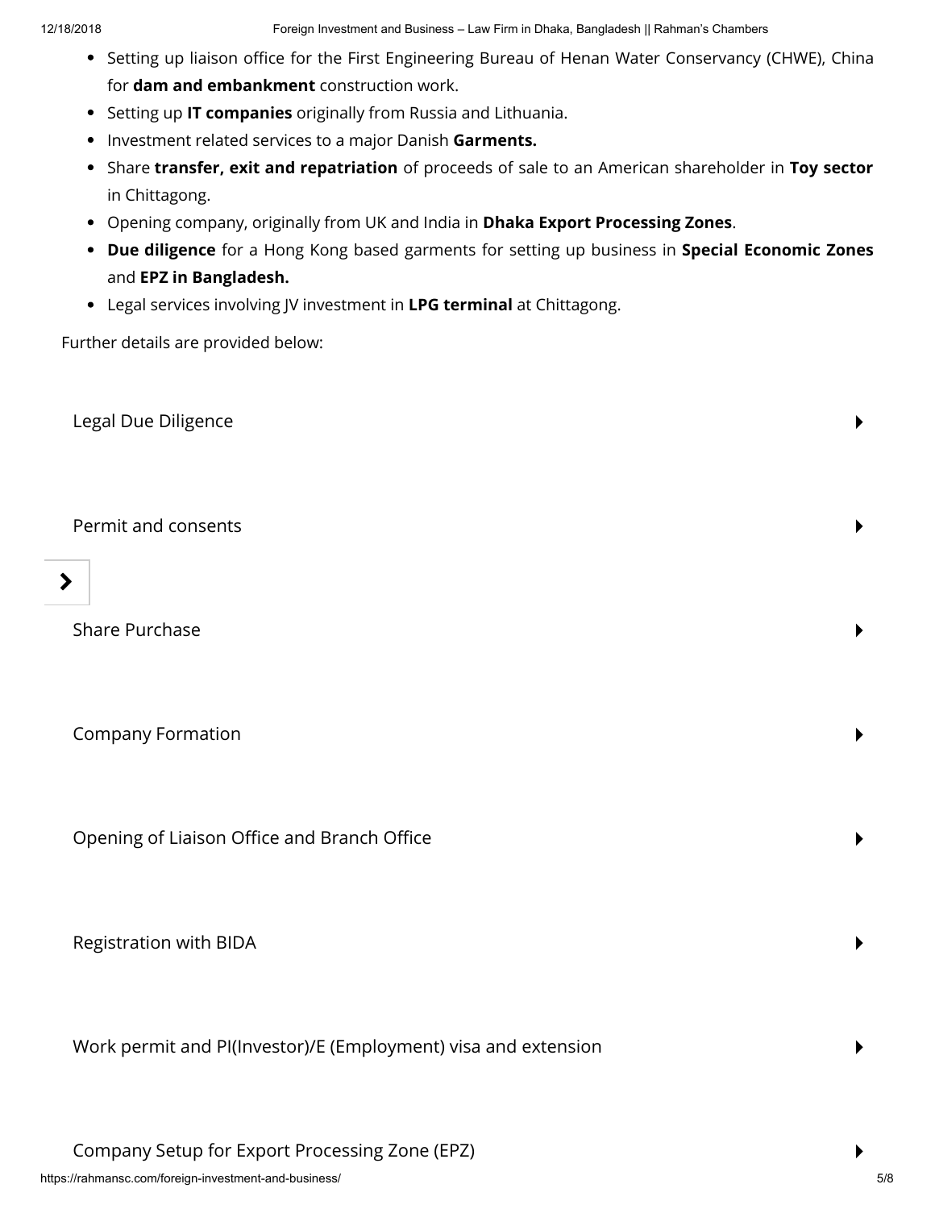- Setting up liaison office for the First Engineering Bureau of Henan Water Conservancy (CHWE), China for **dam and embankment** construction work.
- Setting up **IT companies** originally from Russia and Lithuania.
- Investment related services to a major Danish **Garments.**
- Share **transfer, exit and repatriation** of proceeds of sale to an American shareholder in **Toy sector** in Chittagong.
- Opening company, originally from UK and India in **Dhaka Export Processing Zones**.
- **Due diligence** for a Hong Kong based garments for setting up business in **Special Economic Zones** and **EPZ in Bangladesh.**
- Legal services involving JV investment in **LPG terminal** at Chittagong.

Further details are provided below:

Legal Due Diligence

Permit and consents

Share Purchase

Company Formation

Opening of Liaison Office and Branch Office

Registration with BIDA

Work permit and PI(Investor)/E (Employment) visa and extension

Company Setup for Export Processing Zone (EPZ)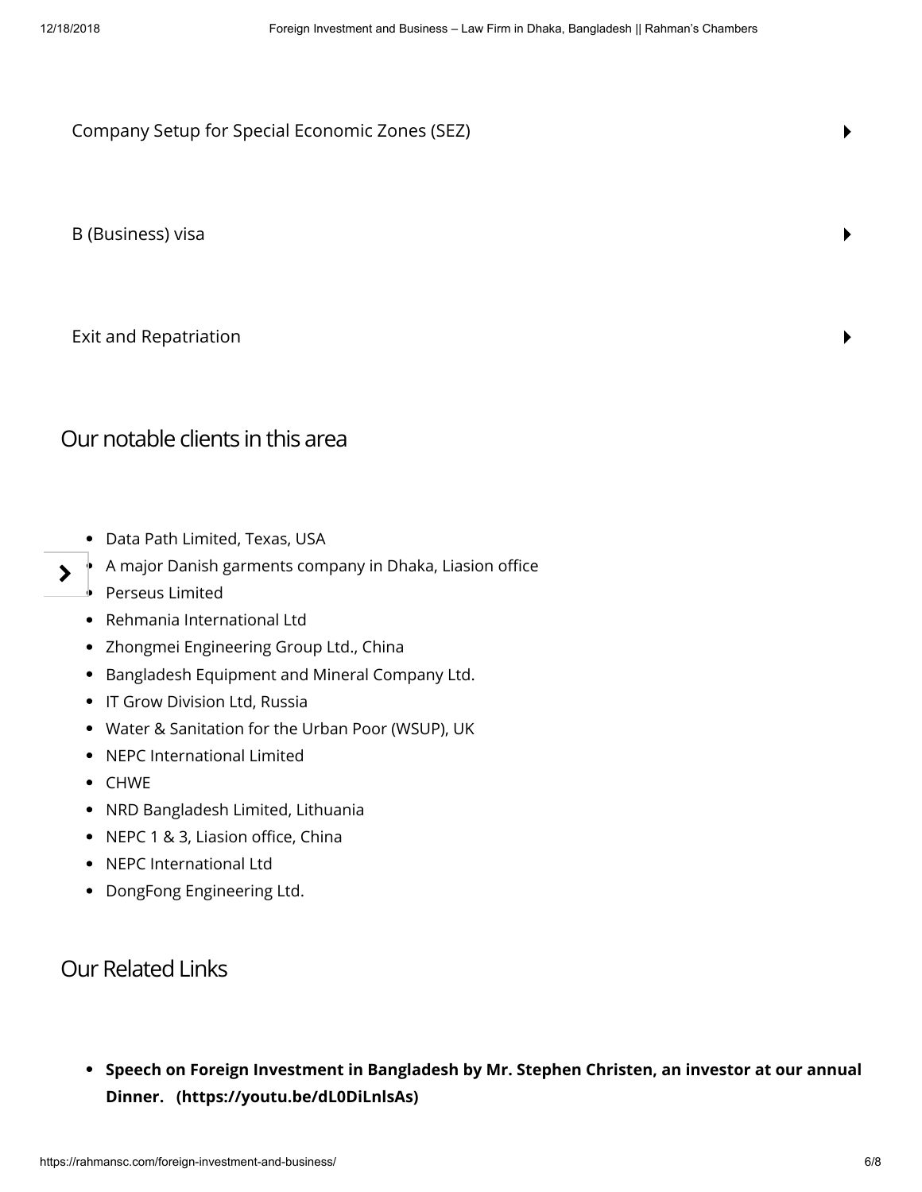Company Setup for Special Economic Zones (SEZ)

B (Business) visa

Exit and Repatriation

## Our notable clients in this area

- Data Path Limited, Texas, USA
- A major Danish garments company in Dhaka, Liasion office
- Perseus Limited
- Rehmania International Ltd
- Zhongmei Engineering Group Ltd., China
- Bangladesh Equipment and Mineral Company Ltd.
- IT Grow Division Ltd, Russia
- Water & Sanitation for the Urban Poor (WSUP), UK
- NEPC International Limited
- CHWE
- NRD Bangladesh Limited, Lithuania
- NEPC 1 & 3, Liasion office, China
- NEPC International Ltd
- DongFong Engineering Ltd.

## Our Related Links

- **Speech on Foreign Investment in Bangladesh by Mr. Stephen Christen, an investor at our annual Dinner. (https://youtu.be/dL0DiLnlsAs)**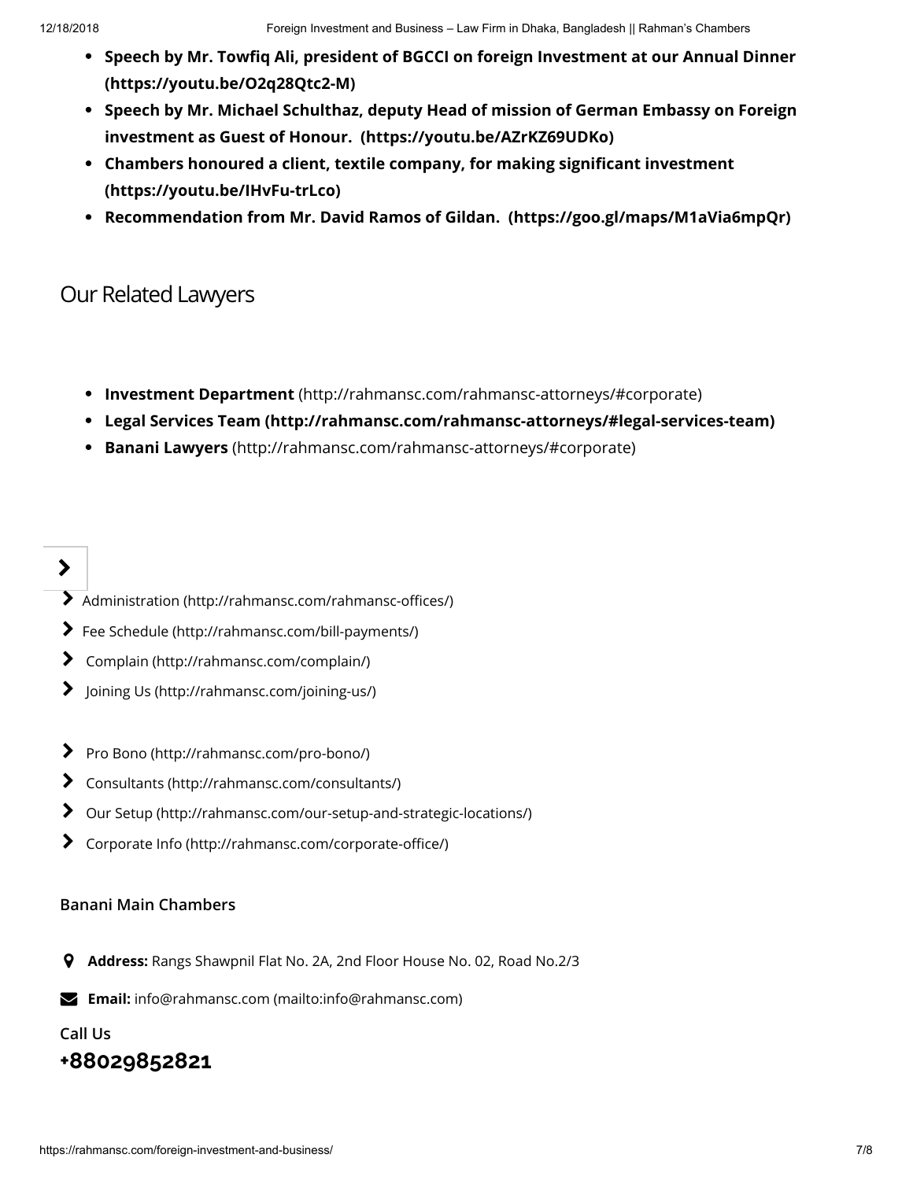- **Speech by Mr. Towfiq Ali, president of BGCCI on foreign Investment at our Annual Dinner (https://youtu.be/O2q28Qtc2-M)**
- **Speech by Mr. Michael Schulthaz, deputy Head of mission of German Embassy on Foreign investment as Guest of Honour. (https://youtu.be/AZrKZ69UDKo)**
- **Chambers honoured a client, textile company, for making significant investment (https://youtu.be/IHvFu-trLco)**
- **Recommendation from Mr. David Ramos of Gildan. (https://goo.gl/maps/M1aVia6mpQr)**

## Our Related Lawyers

- **Investment Department** (http://rahmansc.com/rahmansc-attorneys/#corporate)
- **Legal Services Team (http://rahmansc.com/rahmansc-attorneys/#legal-services-team)**
- **Banani Lawyers** (http://rahmansc.com/rahmansc-attorneys/#corporate)

- Administration (http://rahmansc.com/rahmansc-offices/)
- Fee Schedule (http://rahmansc.com/bill-payments/)
- Complain (http://rahmansc.com/complain/)
- Joining Us (http://rahmansc.com/joining-us/)

- Pro Bono (http://rahmansc.com/pro-bono/)
- Consultants (http://rahmansc.com/consultants/)
- Our Setup (http://rahmansc.com/our-setup-and-strategic-locations/)
- Corporate Info (http://rahmansc.com/corporate-office/)

**Banani Main Chambers**

**Address:** Rangs Shawpnil Flat No. 2A, 2nd Floor House No. 02, Road No.2/3

**Email:** info@rahmansc.com (mailto:info@rahmansc.com)

**Call Us**

**+88029852821**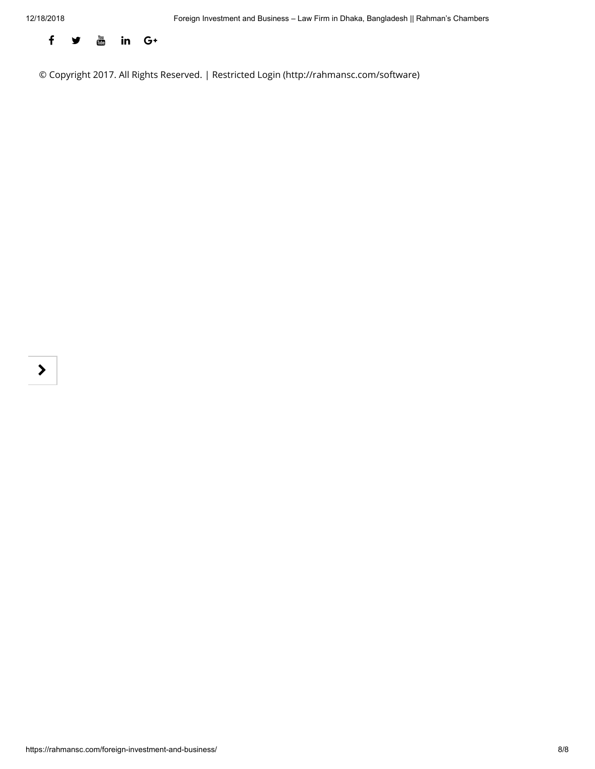© Copyright 2017. All Rights Reserved. | Restricted Login (http://rahmansc.com/software)